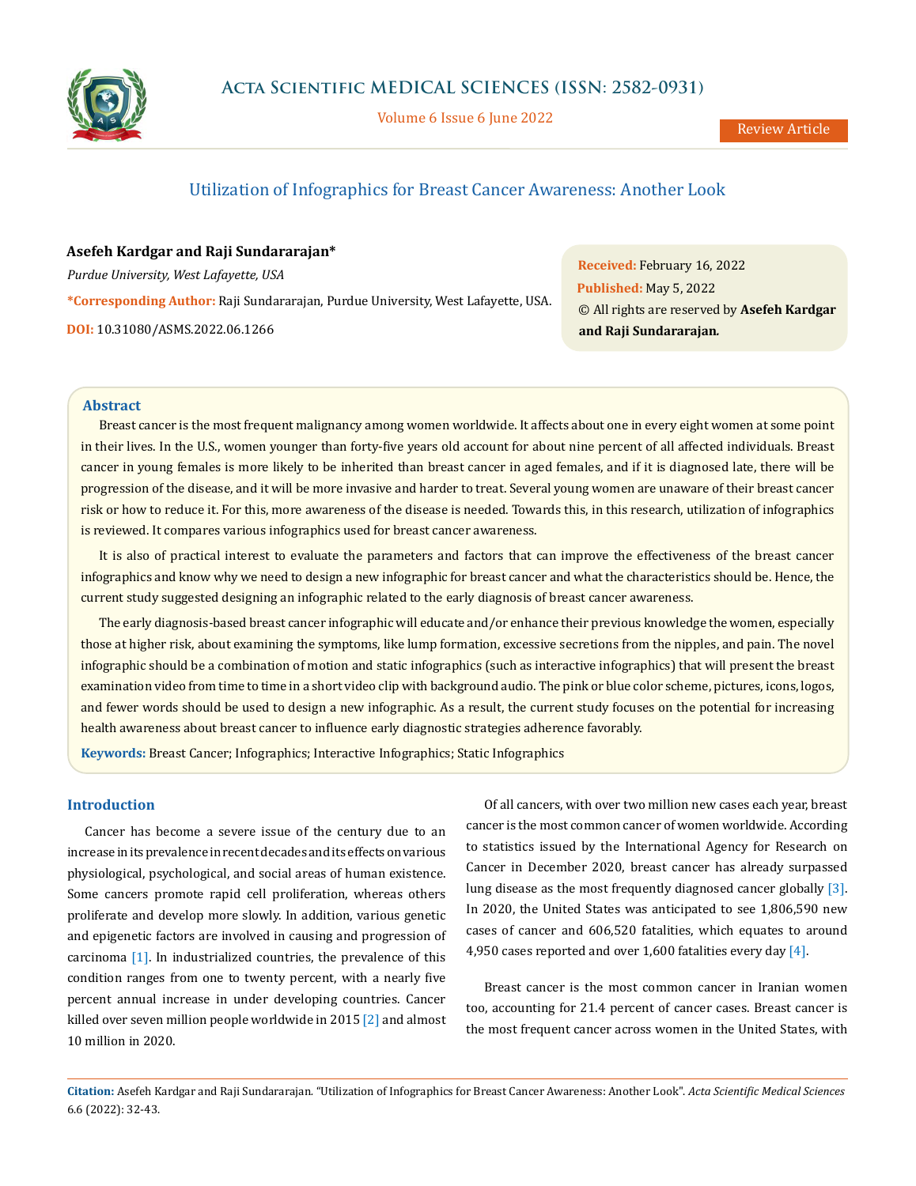# Utilization of Infographics for Breast Cancer Awareness: Another Look

**Asefeh Kardgar and Raji Sundararajan***

*Purdue University, West Lafayette, USA*

***Corresponding Author:** Raji Sundararajan, Purdue University, West Lafayette, USA.

**DOI:** 10.31080/ASMS.2022.06.1266

**Received:** February 16, 2022
**Published:** May 5, 2022
© All rights are reserved by **Asefeh Kardgar and Raji Sundararajan.**

## Abstract

Breast cancer is the most frequent malignancy among women worldwide. It affects about one in every eight women at some point in their lives. In the U.S., women younger than forty-five years old account for about nine percent of all affected individuals. Breast cancer in young females is more likely to be inherited than breast cancer in aged females, and if it is diagnosed late, there will be progression of the disease, and it will be more invasive and harder to treat. Several young women are unaware of their breast cancer risk or how to reduce it. For this, more awareness of the disease is needed. Towards this, in this research, utilization of infographics is reviewed. It compares various infographics used for breast cancer awareness.

It is also of practical interest to evaluate the parameters and factors that can improve the effectiveness of the breast cancer infographics and know why we need to design a new infographic for breast cancer and what the characteristics should be. Hence, the current study suggested designing an infographic related to the early diagnosis of breast cancer awareness.

The early diagnosis-based breast cancer infographic will educate and/or enhance their previous knowledge the women, especially those at higher risk, about examining the symptoms, like lump formation, excessive secretions from the nipples, and pain. The novel infographic should be a combination of motion and static infographics (such as interactive infographics) that will present the breast examination video from time to time in a short video clip with background audio. The pink or blue color scheme, pictures, icons, logos, and fewer words should be used to design a new infographic. As a result, the current study focuses on the potential for increasing health awareness about breast cancer to influence early diagnostic strategies adherence favorably.

**Keywords:** Breast Cancer; Infographics; Interactive Infographics; Static Infographics

## Introduction

Cancer has become a severe issue of the century due to an increase in its prevalence in recent decades and its effects on various physiological, psychological, and social areas of human existence. Some cancers promote rapid cell proliferation, whereas others proliferate and develop more slowly. In addition, various genetic and epigenetic factors are involved in causing and progression of carcinoma [1]. In industrialized countries, the prevalence of this condition ranges from one to twenty percent, with a nearly five percent annual increase in under developing countries. Cancer killed over seven million people worldwide in 2015 [2] and almost 10 million in 2020.

Of all cancers, with over two million new cases each year, breast cancer is the most common cancer of women worldwide. According to statistics issued by the International Agency for Research on Cancer in December 2020, breast cancer has already surpassed lung disease as the most frequently diagnosed cancer globally [3]. In 2020, the United States was anticipated to see 1,806,590 new cases of cancer and 606,520 fatalities, which equates to around 4,950 cases reported and over 1,600 fatalities every day [4].

Breast cancer is the most common cancer in Iranian women too, accounting for 21.4 percent of cancer cases. Breast cancer is the most frequent cancer across women in the United States, with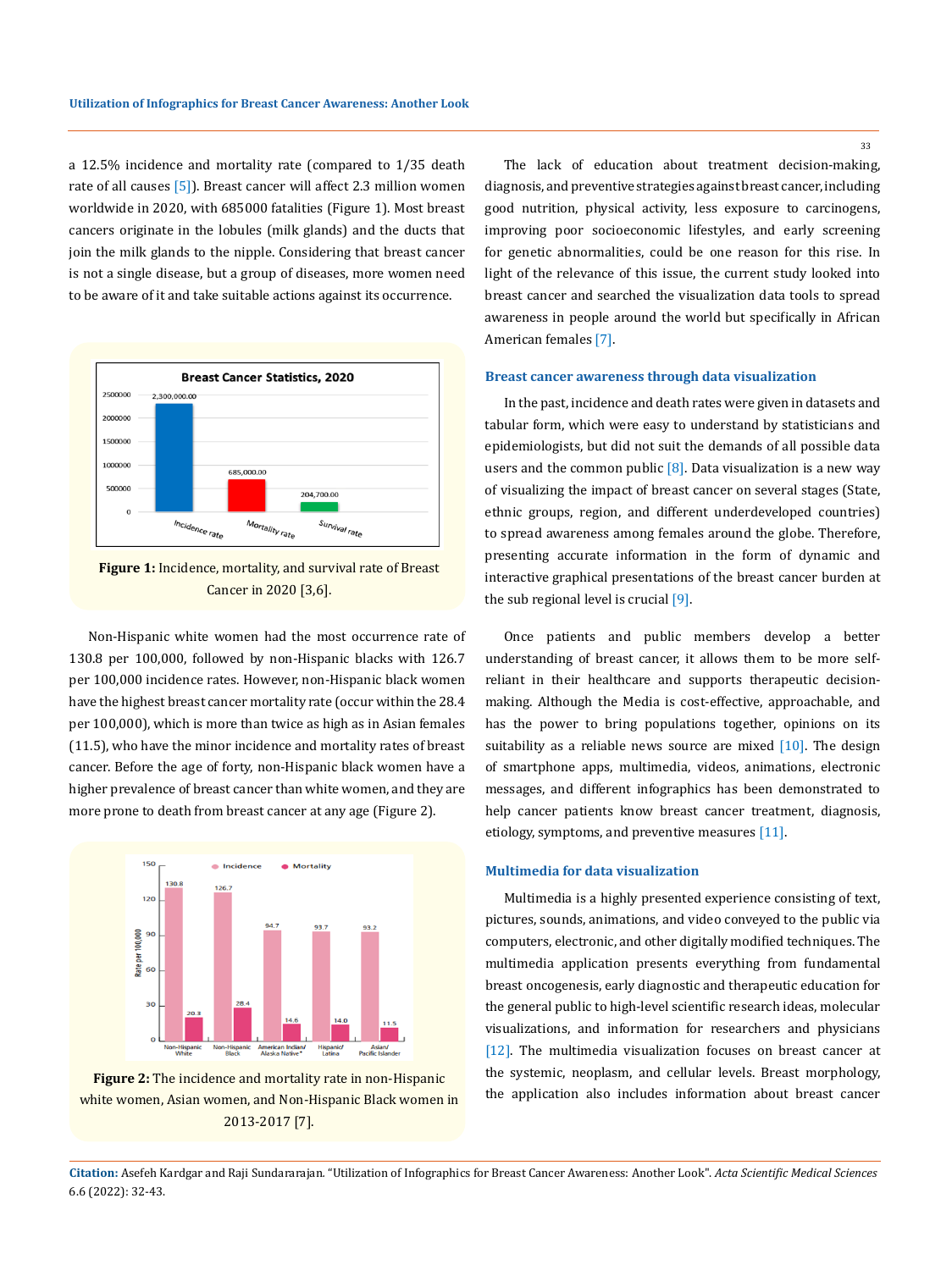a 12.5% incidence and mortality rate (compared to 1/35 death rate of all causes [5]). Breast cancer will affect 2.3 million women worldwide in 2020, with 685000 fatalities (Figure 1). Most breast cancers originate in the lobules (milk glands) and the ducts that join the milk glands to the nipple. Considering that breast cancer is not a single disease, but a group of diseases, more women need to be aware of it and take suitable actions against its occurrence.

**Figure 1:** Incidence, mortality, and survival rate of Breast Cancer in 2020 [3,6].

Non-Hispanic white women had the most occurrence rate of 130.8 per 100,000, followed by non-Hispanic blacks with 126.7 per 100,000 incidence rates. However, non-Hispanic black women have the highest breast cancer mortality rate (occur within the 28.4 per 100,000), which is more than twice as high as in Asian females (11.5), who have the minor incidence and mortality rates of breast cancer. Before the age of forty, non-Hispanic black women have a higher prevalence of breast cancer than white women, and they are more prone to death from breast cancer at any age (Figure 2).

**Figure 2:** The incidence and mortality rate in non-Hispanic white women, Asian women, and Non-Hispanic Black women in 2013-2017 [7].

The lack of education about treatment decision-making, diagnosis, and preventive strategies against breast cancer, including good nutrition, physical activity, less exposure to carcinogens, improving poor socioeconomic lifestyles, and early screening for genetic abnormalities, could be one reason for this rise. In light of the relevance of this issue, the current study looked into breast cancer and searched the visualization data tools to spread awareness in people around the world but specifically in African American females [7].

### Breast cancer awareness through data visualization

In the past, incidence and death rates were given in datasets and tabular form, which were easy to understand by statisticians and epidemiologists, but did not suit the demands of all possible data users and the common public [8]. Data visualization is a new way of visualizing the impact of breast cancer on several stages (State, ethnic groups, region, and different underdeveloped countries) to spread awareness among females around the globe. Therefore, presenting accurate information in the form of dynamic and interactive graphical presentations of the breast cancer burden at the sub regional level is crucial [9].

Once patients and public members develop a better understanding of breast cancer, it allows them to be more self-reliant in their healthcare and supports therapeutic decision-making. Although the Media is cost-effective, approachable, and has the power to bring populations together, opinions on its suitability as a reliable news source are mixed [10]. The design of smartphone apps, multimedia, videos, animations, electronic messages, and different infographics has been demonstrated to help cancer patients know breast cancer treatment, diagnosis, etiology, symptoms, and preventive measures [11].

### Multimedia for data visualization

Multimedia is a highly presented experience consisting of text, pictures, sounds, animations, and video conveyed to the public via computers, electronic, and other digitally modified techniques. The multimedia application presents everything from fundamental breast oncogenesis, early diagnostic and therapeutic education for the general public to high-level scientific research ideas, molecular visualizations, and information for researchers and physicians [12]. The multimedia visualization focuses on breast cancer at the systemic, neoplasm, and cellular levels. Breast morphology, the application also includes information about breast cancer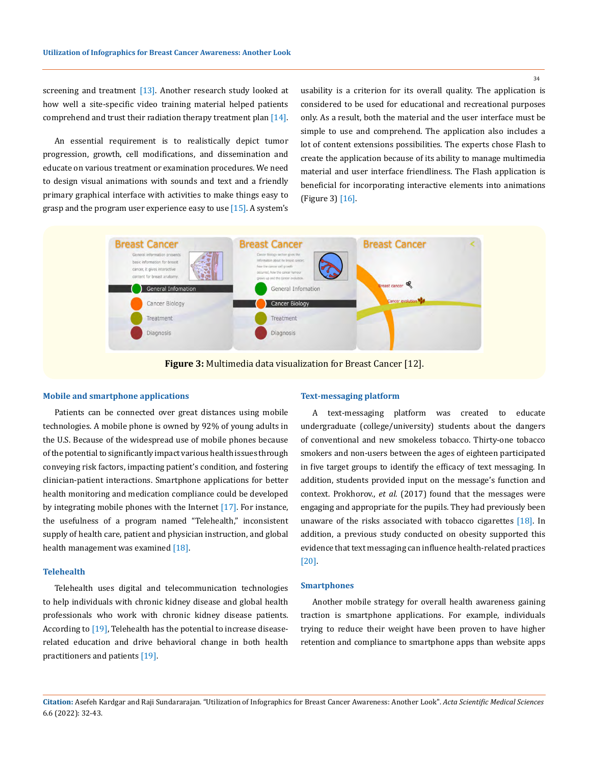screening and treatment [13]. Another research study looked at how well a site-specific video training material helped patients comprehend and trust their radiation therapy treatment plan [14].

An essential requirement is to realistically depict tumor progression, growth, cell modifications, and dissemination and educate on various treatment or examination procedures. We need to design visual animations with sounds and text and a friendly primary graphical interface with activities to make things easy to grasp and the program user experience easy to use [15]. A system's usability is a criterion for its overall quality. The application is considered to be used for educational and recreational purposes only. As a result, both the material and the user interface must be simple to use and comprehend. The application also includes a lot of content extensions possibilities. The experts chose Flash to create the application because of its ability to manage multimedia material and user interface friendliness. The Flash application is beneficial for incorporating interactive elements into animations (Figure 3) [16].

**Figure 3:** Multimedia data visualization for Breast Cancer [12].

### Mobile and smartphone applications

Patients can be connected over great distances using mobile technologies. A mobile phone is owned by 92% of young adults in the U.S. Because of the widespread use of mobile phones because of the potential to significantly impact various health issues through conveying risk factors, impacting patient's condition, and fostering clinician-patient interactions. Smartphone applications for better health monitoring and medication compliance could be developed by integrating mobile phones with the Internet [17]. For instance, the usefulness of a program named "Telehealth," inconsistent supply of health care, patient and physician instruction, and global health management was examined [18].

### Telehealth

Telehealth uses digital and telecommunication technologies to help individuals with chronic kidney disease and global health professionals who work with chronic kidney disease patients. According to [19], Telehealth has the potential to increase disease-related education and drive behavioral change in both health practitioners and patients [19].

### Text-messaging platform

A text-messaging platform was created to educate undergraduate (college/university) students about the dangers of conventional and new smokeless tobacco. Thirty-one tobacco smokers and non-users between the ages of eighteen participated in five target groups to identify the efficacy of text messaging. In addition, students provided input on the message's function and context. Prokhorov., *et al*. (2017) found that the messages were engaging and appropriate for the pupils. They had previously been unaware of the risks associated with tobacco cigarettes [18]. In addition, a previous study conducted on obesity supported this evidence that text messaging can influence health-related practices [20].

### Smartphones

Another mobile strategy for overall health awareness gaining traction is smartphone applications. For example, individuals trying to reduce their weight have been proven to have higher retention and compliance to smartphone apps than website apps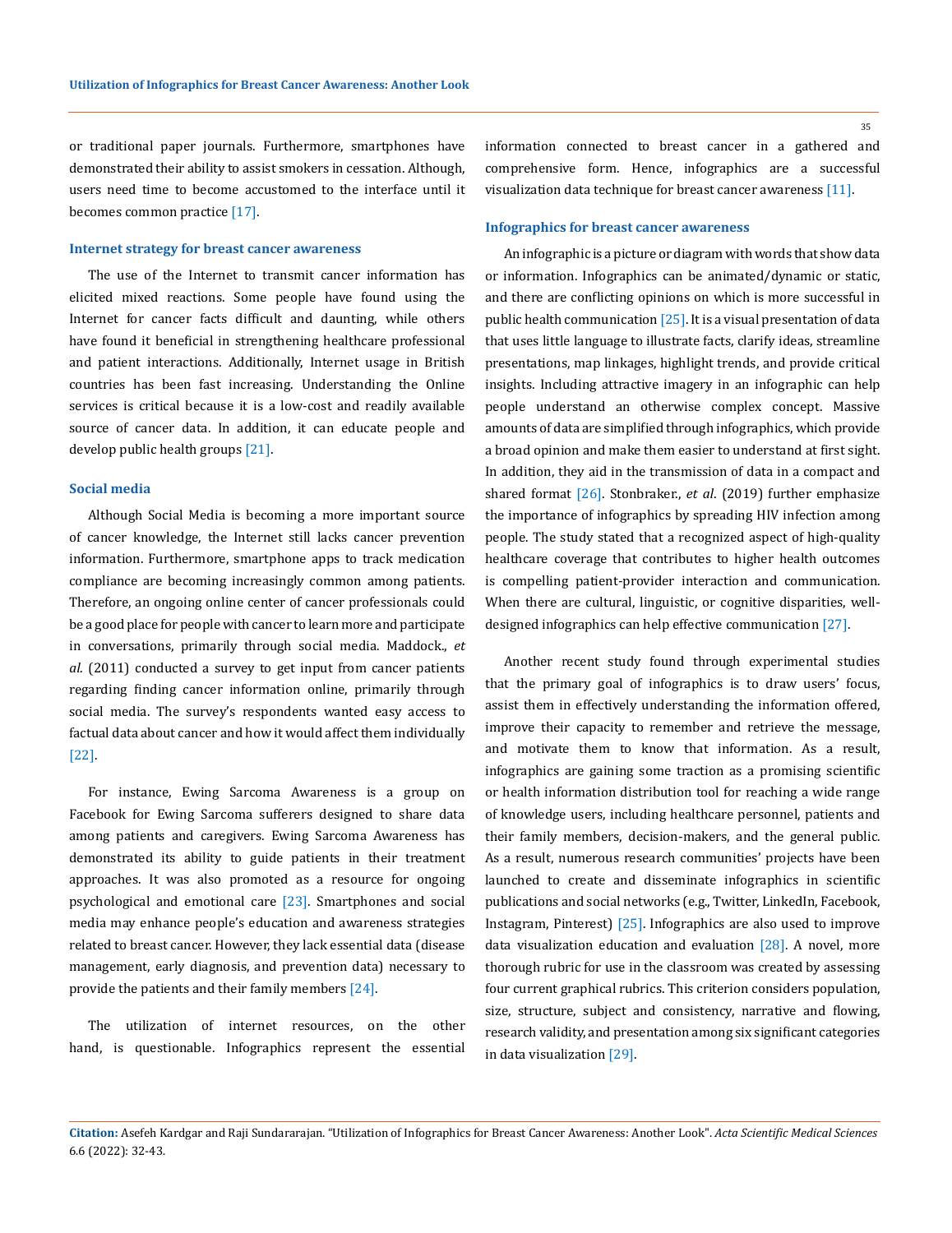or traditional paper journals. Furthermore, smartphones have demonstrated their ability to assist smokers in cessation. Although, users need time to become accustomed to the interface until it becomes common practice [17].

### Internet strategy for breast cancer awareness

The use of the Internet to transmit cancer information has elicited mixed reactions. Some people have found using the Internet for cancer facts difficult and daunting, while others have found it beneficial in strengthening healthcare professional and patient interactions. Additionally, Internet usage in British countries has been fast increasing. Understanding the Online services is critical because it is a low-cost and readily available source of cancer data. In addition, it can educate people and develop public health groups [21].

### Social media

Although Social Media is becoming a more important source of cancer knowledge, the Internet still lacks cancer prevention information. Furthermore, smartphone apps to track medication compliance are becoming increasingly common among patients. Therefore, an ongoing online center of cancer professionals could be a good place for people with cancer to learn more and participate in conversations, primarily through social media. Maddock., *et al*. (2011) conducted a survey to get input from cancer patients regarding finding cancer information online, primarily through social media. The survey's respondents wanted easy access to factual data about cancer and how it would affect them individually [22].

For instance, Ewing Sarcoma Awareness is a group on Facebook for Ewing Sarcoma sufferers designed to share data among patients and caregivers. Ewing Sarcoma Awareness has demonstrated its ability to guide patients in their treatment approaches. It was also promoted as a resource for ongoing psychological and emotional care [23]. Smartphones and social media may enhance people's education and awareness strategies related to breast cancer. However, they lack essential data (disease management, early diagnosis, and prevention data) necessary to provide the patients and their family members [24].

The utilization of internet resources, on the other hand, is questionable. Infographics represent the essential information connected to breast cancer in a gathered and comprehensive form. Hence, infographics are a successful visualization data technique for breast cancer awareness [11].

### Infographics for breast cancer awareness

An infographic is a picture or diagram with words that show data or information. Infographics can be animated/dynamic or static, and there are conflicting opinions on which is more successful in public health communication [25]. It is a visual presentation of data that uses little language to illustrate facts, clarify ideas, streamline presentations, map linkages, highlight trends, and provide critical insights. Including attractive imagery in an infographic can help people understand an otherwise complex concept. Massive amounts of data are simplified through infographics, which provide a broad opinion and make them easier to understand at first sight. In addition, they aid in the transmission of data in a compact and shared format [26]. Stonbraker., *et al*. (2019) further emphasize the importance of infographics by spreading HIV infection among people. The study stated that a recognized aspect of high-quality healthcare coverage that contributes to higher health outcomes is compelling patient-provider interaction and communication. When there are cultural, linguistic, or cognitive disparities, well-designed infographics can help effective communication [27].

Another recent study found through experimental studies that the primary goal of infographics is to draw users' focus, assist them in effectively understanding the information offered, improve their capacity to remember and retrieve the message, and motivate them to know that information. As a result, infographics are gaining some traction as a promising scientific or health information distribution tool for reaching a wide range of knowledge users, including healthcare personnel, patients and their family members, decision-makers, and the general public. As a result, numerous research communities' projects have been launched to create and disseminate infographics in scientific publications and social networks (e.g., Twitter, LinkedIn, Facebook, Instagram, Pinterest) [25]. Infographics are also used to improve data visualization education and evaluation [28]. A novel, more thorough rubric for use in the classroom was created by assessing four current graphical rubrics. This criterion considers population, size, structure, subject and consistency, narrative and flowing, research validity, and presentation among six significant categories in data visualization [29].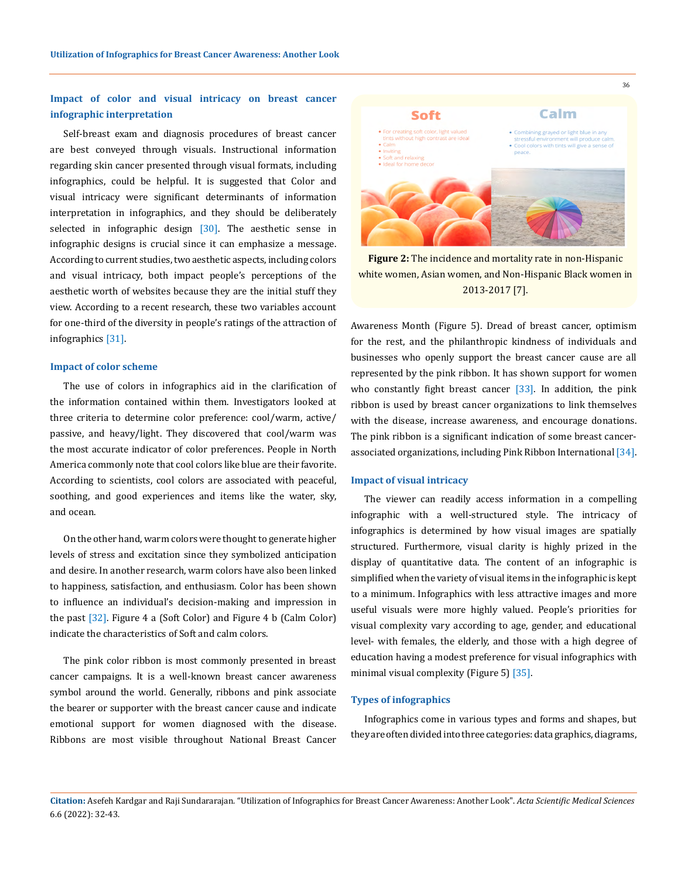### Impact of color and visual intricacy on breast cancer infographic interpretation

Self-breast exam and diagnosis procedures of breast cancer are best conveyed through visuals. Instructional information regarding skin cancer presented through visual formats, including infographics, could be helpful. It is suggested that Color and visual intricacy were significant determinants of information interpretation in infographics, and they should be deliberately selected in infographic design [30]. The aesthetic sense in infographic designs is crucial since it can emphasize a message. According to current studies, two aesthetic aspects, including colors and visual intricacy, both impact people's perceptions of the aesthetic worth of websites because they are the initial stuff they view. According to a recent research, these two variables account for one-third of the diversity in people's ratings of the attraction of infographics [31].

#### Impact of color scheme

The use of colors in infographics aid in the clarification of the information contained within them. Investigators looked at three criteria to determine color preference: cool/warm, active/passive, and heavy/light. They discovered that cool/warm was the most accurate indicator of color preferences. People in North America commonly note that cool colors like blue are their favorite. According to scientists, cool colors are associated with peaceful, soothing, and good experiences and items like the water, sky, and ocean.

On the other hand, warm colors were thought to generate higher levels of stress and excitation since they symbolized anticipation and desire. In another research, warm colors have also been linked to happiness, satisfaction, and enthusiasm. Color has been shown to influence an individual's decision-making and impression in the past [32]. Figure 4 a (Soft Color) and Figure 4 b (Calm Color) indicate the characteristics of Soft and calm colors.

The pink color ribbon is most commonly presented in breast cancer campaigns. It is a well-known breast cancer awareness symbol around the world. Generally, ribbons and pink associate the bearer or supporter with the breast cancer cause and indicate emotional support for women diagnosed with the disease. Ribbons are most visible throughout National Breast Cancer Awareness Month (Figure 5). Dread of breast cancer, optimism for the rest, and the philanthropic kindness of individuals and businesses who openly support the breast cancer cause are all represented by the pink ribbon. It has shown support for women who constantly fight breast cancer [33]. In addition, the pink ribbon is used by breast cancer organizations to link themselves with the disease, increase awareness, and encourage donations. The pink ribbon is a significant indication of some breast cancer-associated organizations, including Pink Ribbon International [34].

**Figure 2:** The incidence and mortality rate in non-Hispanic white women, Asian women, and Non-Hispanic Black women in 2013-2017 [7].

#### Impact of visual intricacy

The viewer can readily access information in a compelling infographic with a well-structured style. The intricacy of infographics is determined by how visual images are spatially structured. Furthermore, visual clarity is highly prized in the display of quantitative data. The content of an infographic is simplified when the variety of visual items in the infographic is kept to a minimum. Infographics with less attractive images and more useful visuals were more highly valued. People's priorities for visual complexity vary according to age, gender, and educational level- with females, the elderly, and those with a high degree of education having a modest preference for visual infographics with minimal visual complexity (Figure 5) [35].

#### Types of infographics

Infographics come in various types and forms and shapes, but they are often divided into three categories: data graphics, diagrams,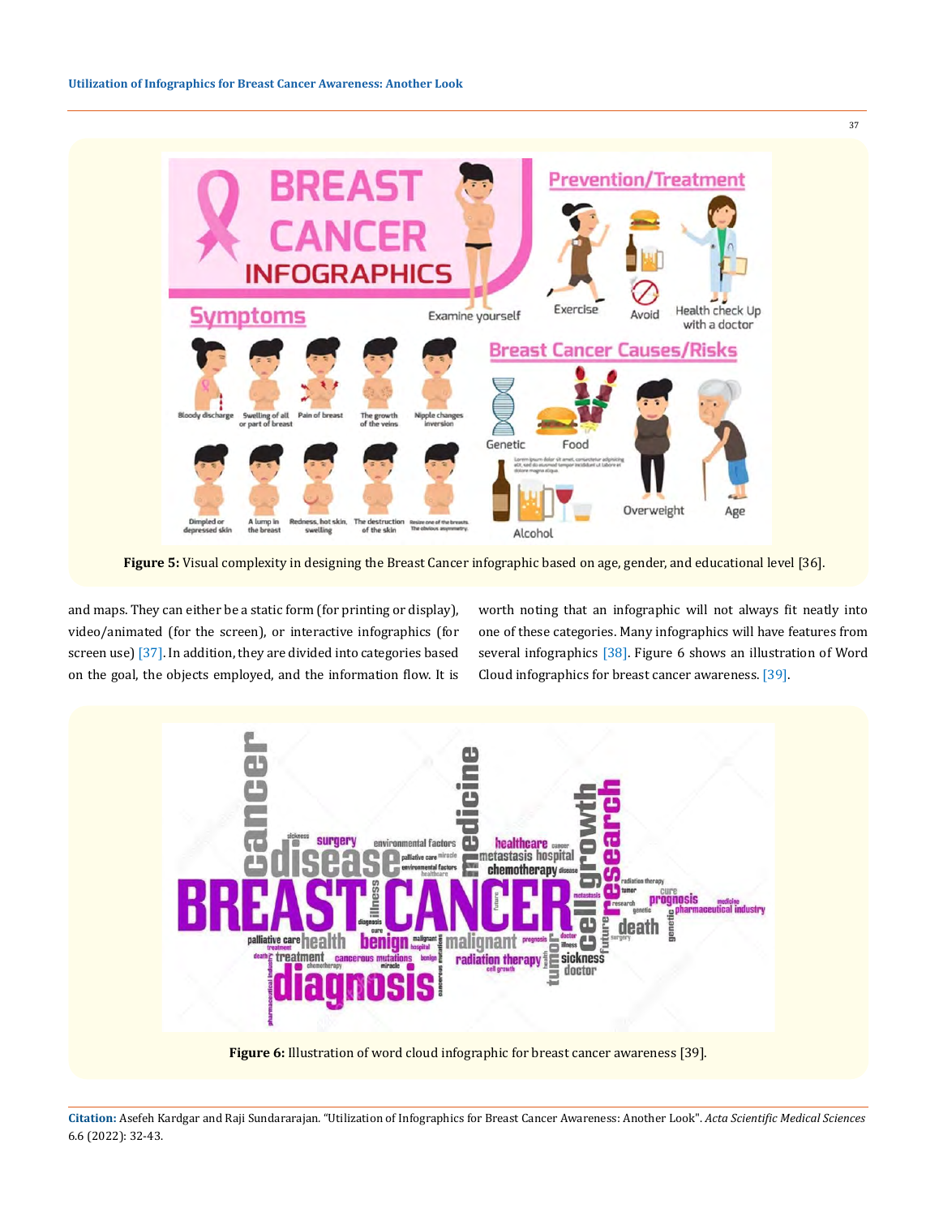**Figure 5:** Visual complexity in designing the Breast Cancer infographic based on age, gender, and educational level [36].

and maps. They can either be a static form (for printing or display), video/animated (for the screen), or interactive infographics (for screen use) [37]. In addition, they are divided into categories based on the goal, the objects employed, and the information flow. It is worth noting that an infographic will not always fit neatly into one of these categories. Many infographics will have features from several infographics [38]. Figure 6 shows an illustration of Word Cloud infographics for breast cancer awareness. [39].

**Figure 6:** Illustration of word cloud infographic for breast cancer awareness [39].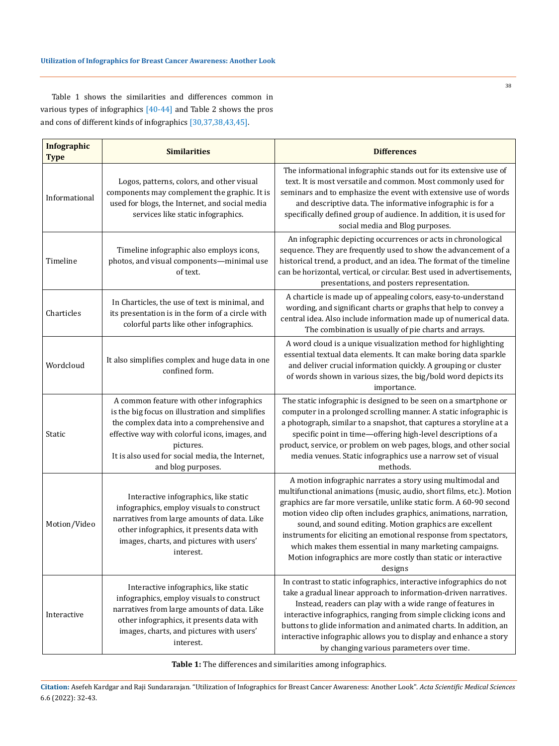Table 1 shows the similarities and differences common in various types of infographics [40-44] and Table 2 shows the pros and cons of different kinds of infographics [30,37,38,43,45].

| Infographic Type | Similarities | Differences |
|---|---|---|
| Informational | Logos, patterns, colors, and other visual components may complement the graphic. It is used for blogs, the Internet, and social media services like static infographics. | The informational infographic stands out for its extensive use of text. It is most versatile and common. Most commonly used for seminars and to emphasize the event with extensive use of words and descriptive data. The informative infographic is for a specifically defined group of audience. In addition, it is used for social media and Blog purposes. |
| Timeline | Timeline infographic also employs icons, photos, and visual components—minimal use of text. | An infographic depicting occurrences or acts in chronological sequence. They are frequently used to show the advancement of a historical trend, a product, and an idea. The format of the timeline can be horizontal, vertical, or circular. Best used in advertisements, presentations, and posters representation. |
| Charticles | In Charticles, the use of text is minimal, and its presentation is in the form of a circle with colorful parts like other infographics. | A charticle is made up of appealing colors, easy-to-understand wording, and significant charts or graphs that help to convey a central idea. Also include information made up of numerical data. The combination is usually of pie charts and arrays. |
| Wordcloud | It also simplifies complex and huge data in one confined form. | A word cloud is a unique visualization method for highlighting essential textual data elements. It can make boring data sparkle and deliver crucial information quickly. A grouping or cluster of words shown in various sizes, the big/bold word depicts its importance. |
| Static | A common feature with other infographics is the big focus on illustration and simplifies the complex data into a comprehensive and effective way with colorful icons, images, and pictures.<br>It is also used for social media, the Internet, and blog purposes. | The static infographic is designed to be seen on a smartphone or computer in a prolonged scrolling manner. A static infographic is a photograph, similar to a snapshot, that captures a storyline at a specific point in time—offering high-level descriptions of a product, service, or problem on web pages, blogs, and other social media venues. Static infographics use a narrow set of visual methods. |
| Motion/Video | Interactive infographics, like static infographics, employ visuals to construct narratives from large amounts of data. Like other infographics, it presents data with images, charts, and pictures with users' interest. | A motion infographic narrates a story using multimodal and multifunctional animations (music, audio, short films, etc.). Motion graphics are far more versatile, unlike static form. A 60-90 second motion video clip often includes graphics, animations, narration, sound, and sound editing. Motion graphics are excellent instruments for eliciting an emotional response from spectators, which makes them essential in many marketing campaigns. Motion infographics are more costly than static or interactive designs |
| Interactive | Interactive infographics, like static infographics, employ visuals to construct narratives from large amounts of data. Like other infographics, it presents data with images, charts, and pictures with users' interest. | In contrast to static infographics, interactive infographics do not take a gradual linear approach to information-driven narratives. Instead, readers can play with a wide range of features in interactive infographics, ranging from simple clicking icons and buttons to glide information and animated charts. In addition, an interactive infographic allows you to display and enhance a story by changing various parameters over time. |

**Table 1:** The differences and similarities among infographics.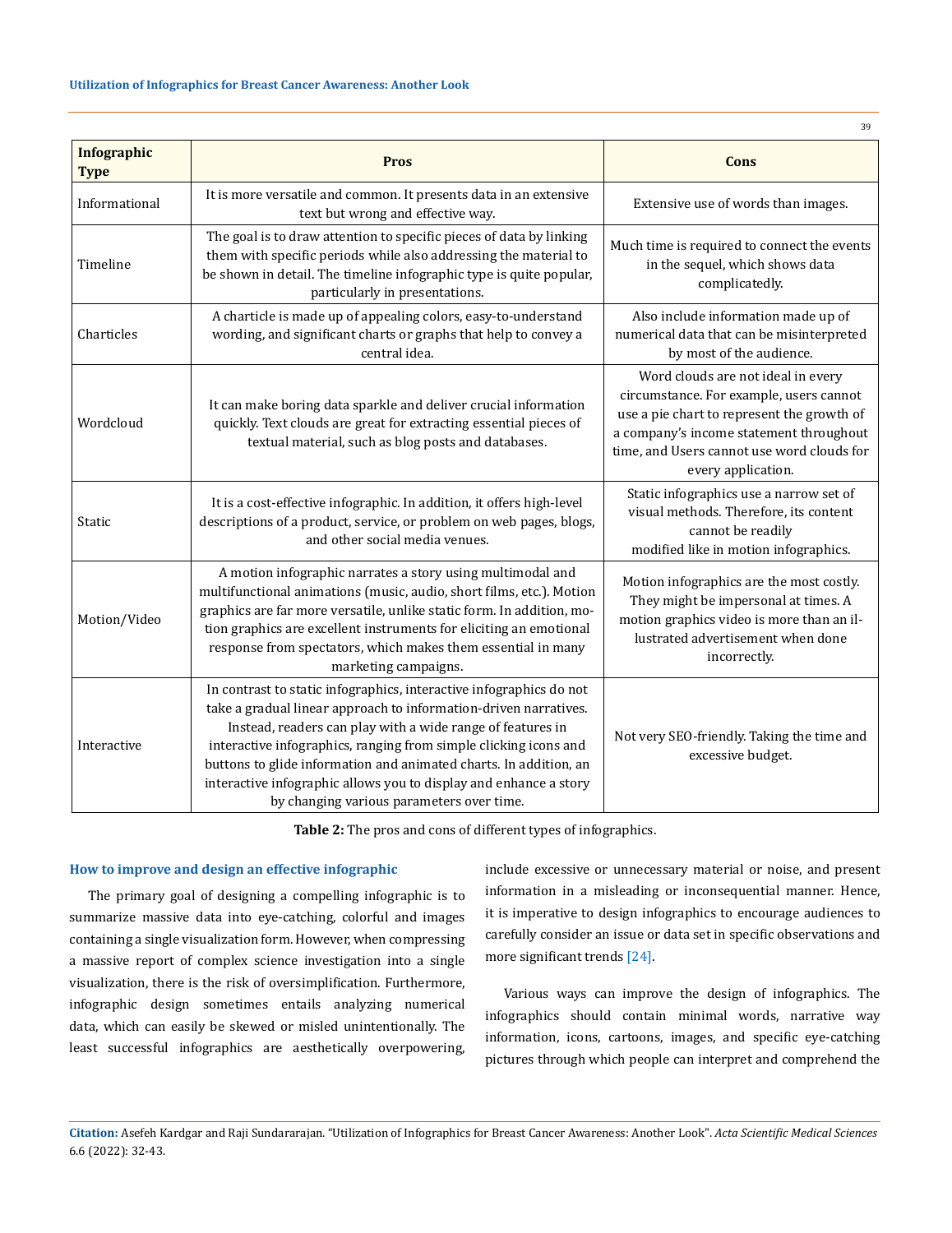| Infographic Type | Pros | Cons |
|---|---|---|
| Informational | It is more versatile and common. It presents data in an extensive text but wrong and effective way. | Extensive use of words than images. |
| Timeline | The goal is to draw attention to specific pieces of data by linking them with specific periods while also addressing the material to be shown in detail. The timeline infographic type is quite popular, particularly in presentations. | Much time is required to connect the events in the sequel, which shows data complicatedly. |
| Charticles | A charticle is made up of appealing colors, easy-to-understand wording, and significant charts or graphs that help to convey a central idea. | Also include information made up of numerical data that can be misinterpreted by most of the audience. |
| Wordcloud | It can make boring data sparkle and deliver crucial information quickly. Text clouds are great for extracting essential pieces of textual material, such as blog posts and databases. | Word clouds are not ideal in every circumstance. For example, users cannot use a pie chart to represent the growth of a company's income statement throughout time, and Users cannot use word clouds for every application. |
| Static | It is a cost-effective infographic. In addition, it offers high-level descriptions of a product, service, or problem on web pages, blogs, and other social media venues. | Static infographics use a narrow set of visual methods. Therefore, its content cannot be readily modified like in motion infographics. |
| Motion/Video | A motion infographic narrates a story using multimodal and multifunctional animations (music, audio, short films, etc.). Motion graphics are far more versatile, unlike static form. In addition, motion graphics are excellent instruments for eliciting an emotional response from spectators, which makes them essential in many marketing campaigns. | Motion infographics are the most costly. They might be impersonal at times. A motion graphics video is more than an illustrated advertisement when done incorrectly. |
| Interactive | In contrast to static infographics, interactive infographics do not take a gradual linear approach to information-driven narratives. Instead, readers can play with a wide range of features in interactive infographics, ranging from simple clicking icons and buttons to glide information and animated charts. In addition, an interactive infographic allows you to display and enhance a story by changing various parameters over time. | Not very SEO-friendly. Taking the time and excessive budget. |

**Table 2:** The pros and cons of different types of infographics.

### How to improve and design an effective infographic

The primary goal of designing a compelling infographic is to summarize massive data into eye-catching, colorful and images containing a single visualization form. However, when compressing a massive report of complex science investigation into a single visualization, there is the risk of oversimplification. Furthermore, infographic design sometimes entails analyzing numerical data, which can easily be skewed or misled unintentionally. The least successful infographics are aesthetically overpowering, include excessive or unnecessary material or noise, and present information in a misleading or inconsequential manner. Hence, it is imperative to design infographics to encourage audiences to carefully consider an issue or data set in specific observations and more significant trends [24].

Various ways can improve the design of infographics. The infographics should contain minimal words, narrative way information, icons, cartoons, images, and specific eye-catching pictures through which people can interpret and comprehend the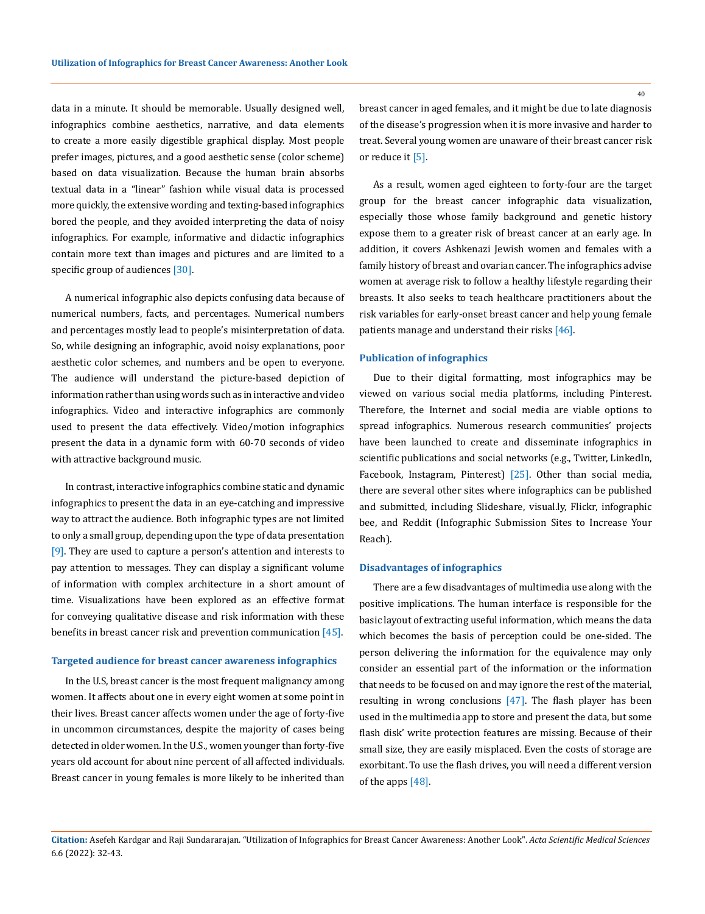data in a minute. It should be memorable. Usually designed well, infographics combine aesthetics, narrative, and data elements to create a more easily digestible graphical display. Most people prefer images, pictures, and a good aesthetic sense (color scheme) based on data visualization. Because the human brain absorbs textual data in a "linear" fashion while visual data is processed more quickly, the extensive wording and texting-based infographics bored the people, and they avoided interpreting the data of noisy infographics. For example, informative and didactic infographics contain more text than images and pictures and are limited to a specific group of audiences [30].

A numerical infographic also depicts confusing data because of numerical numbers, facts, and percentages. Numerical numbers and percentages mostly lead to people's misinterpretation of data. So, while designing an infographic, avoid noisy explanations, poor aesthetic color schemes, and numbers and be open to everyone. The audience will understand the picture-based depiction of information rather than using words such as in interactive and video infographics. Video and interactive infographics are commonly used to present the data effectively. Video/motion infographics present the data in a dynamic form with 60-70 seconds of video with attractive background music.

In contrast, interactive infographics combine static and dynamic infographics to present the data in an eye-catching and impressive way to attract the audience. Both infographic types are not limited to only a small group, depending upon the type of data presentation [9]. They are used to capture a person's attention and interests to pay attention to messages. They can display a significant volume of information with complex architecture in a short amount of time. Visualizations have been explored as an effective format for conveying qualitative disease and risk information with these benefits in breast cancer risk and prevention communication [45].

### Targeted audience for breast cancer awareness infographics

In the U.S, breast cancer is the most frequent malignancy among women. It affects about one in every eight women at some point in their lives. Breast cancer affects women under the age of forty-five in uncommon circumstances, despite the majority of cases being detected in older women. In the U.S., women younger than forty-five years old account for about nine percent of all affected individuals. Breast cancer in young females is more likely to be inherited than breast cancer in aged females, and it might be due to late diagnosis of the disease's progression when it is more invasive and harder to treat. Several young women are unaware of their breast cancer risk or reduce it [5].

As a result, women aged eighteen to forty-four are the target group for the breast cancer infographic data visualization, especially those whose family background and genetic history expose them to a greater risk of breast cancer at an early age. In addition, it covers Ashkenazi Jewish women and females with a family history of breast and ovarian cancer. The infographics advise women at average risk to follow a healthy lifestyle regarding their breasts. It also seeks to teach healthcare practitioners about the risk variables for early-onset breast cancer and help young female patients manage and understand their risks [46].

### Publication of infographics

Due to their digital formatting, most infographics may be viewed on various social media platforms, including Pinterest. Therefore, the Internet and social media are viable options to spread infographics. Numerous research communities' projects have been launched to create and disseminate infographics in scientific publications and social networks (e.g., Twitter, LinkedIn, Facebook, Instagram, Pinterest) [25]. Other than social media, there are several other sites where infographics can be published and submitted, including Slideshare, visual.ly, Flickr, infographic bee, and Reddit (Infographic Submission Sites to Increase Your Reach).

### Disadvantages of infographics

There are a few disadvantages of multimedia use along with the positive implications. The human interface is responsible for the basic layout of extracting useful information, which means the data which becomes the basis of perception could be one-sided. The person delivering the information for the equivalence may only consider an essential part of the information or the information that needs to be focused on and may ignore the rest of the material, resulting in wrong conclusions [47]. The flash player has been used in the multimedia app to store and present the data, but some flash disk' write protection features are missing. Because of their small size, they are easily misplaced. Even the costs of storage are exorbitant. To use the flash drives, you will need a different version of the apps [48].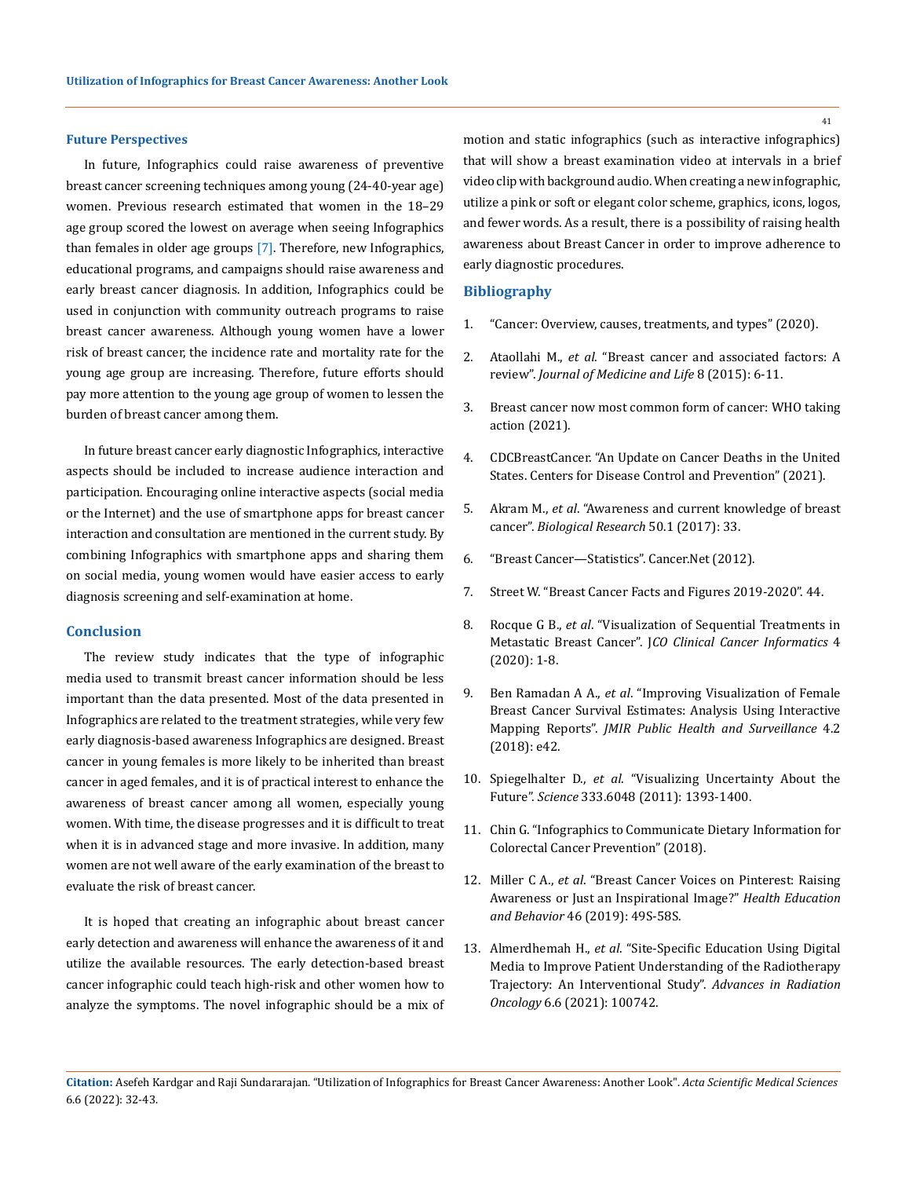## Future Perspectives

In future, Infographics could raise awareness of preventive breast cancer screening techniques among young (24-40-year age) women. Previous research estimated that women in the 18–29 age group scored the lowest on average when seeing Infographics than females in older age groups [7]. Therefore, new Infographics, educational programs, and campaigns should raise awareness and early breast cancer diagnosis. In addition, Infographics could be used in conjunction with community outreach programs to raise breast cancer awareness. Although young women have a lower risk of breast cancer, the incidence rate and mortality rate for the young age group are increasing. Therefore, future efforts should pay more attention to the young age group of women to lessen the burden of breast cancer among them.

In future breast cancer early diagnostic Infographics, interactive aspects should be included to increase audience interaction and participation. Encouraging online interactive aspects (social media or the Internet) and the use of smartphone apps for breast cancer interaction and consultation are mentioned in the current study. By combining Infographics with smartphone apps and sharing them on social media, young women would have easier access to early diagnosis screening and self-examination at home.

## Conclusion

The review study indicates that the type of infographic media used to transmit breast cancer information should be less important than the data presented. Most of the data presented in Infographics are related to the treatment strategies, while very few early diagnosis-based awareness Infographics are designed. Breast cancer in young females is more likely to be inherited than breast cancer in aged females, and it is of practical interest to enhance the awareness of breast cancer among all women, especially young women. With time, the disease progresses and it is difficult to treat when it is in advanced stage and more invasive. In addition, many women are not well aware of the early examination of the breast to evaluate the risk of breast cancer.

It is hoped that creating an infographic about breast cancer early detection and awareness will enhance the awareness of it and utilize the available resources. The early detection-based breast cancer infographic could teach high-risk and other women how to analyze the symptoms. The novel infographic should be a mix of motion and static infographics (such as interactive infographics) that will show a breast examination video at intervals in a brief video clip with background audio. When creating a new infographic, utilize a pink or soft or elegant color scheme, graphics, icons, logos, and fewer words. As a result, there is a possibility of raising health awareness about Breast Cancer in order to improve adherence to early diagnostic procedures.

## Bibliography

1. "Cancer: Overview, causes, treatments, and types" (2020).
2. Ataollahi M., *et al*. "Breast cancer and associated factors: A review". *Journal of Medicine and Life* 8 (2015): 6-11.
3. Breast cancer now most common form of cancer: WHO taking action (2021).
4. CDCBreastCancer. "An Update on Cancer Deaths in the United States. Centers for Disease Control and Prevention" (2021).
5. Akram M., *et al*. "Awareness and current knowledge of breast cancer". *Biological Research* 50.1 (2017): 33.
6. "Breast Cancer—Statistics". Cancer.Net (2012).
7. Street W. "Breast Cancer Facts and Figures 2019-2020". 44.
8. Rocque G B., *et al*. "Visualization of Sequential Treatments in Metastatic Breast Cancer". *JCO Clinical Cancer Informatics* 4 (2020): 1-8.
9. Ben Ramadan A A., *et al*. "Improving Visualization of Female Breast Cancer Survival Estimates: Analysis Using Interactive Mapping Reports". *JMIR Public Health and Surveillance* 4.2 (2018): e42.
10. Spiegelhalter D., *et al*. "Visualizing Uncertainty About the Future". *Science* 333.6048 (2011): 1393-1400.
11. Chin G. "Infographics to Communicate Dietary Information for Colorectal Cancer Prevention" (2018).
12. Miller C A., *et al*. "Breast Cancer Voices on Pinterest: Raising Awareness or Just an Inspirational Image?" *Health Education and Behavior* 46 (2019): 49S-58S.
13. Almerdhemah H., *et al*. "Site-Specific Education Using Digital Media to Improve Patient Understanding of the Radiotherapy Trajectory: An Interventional Study". *Advances in Radiation Oncology* 6.6 (2021): 100742.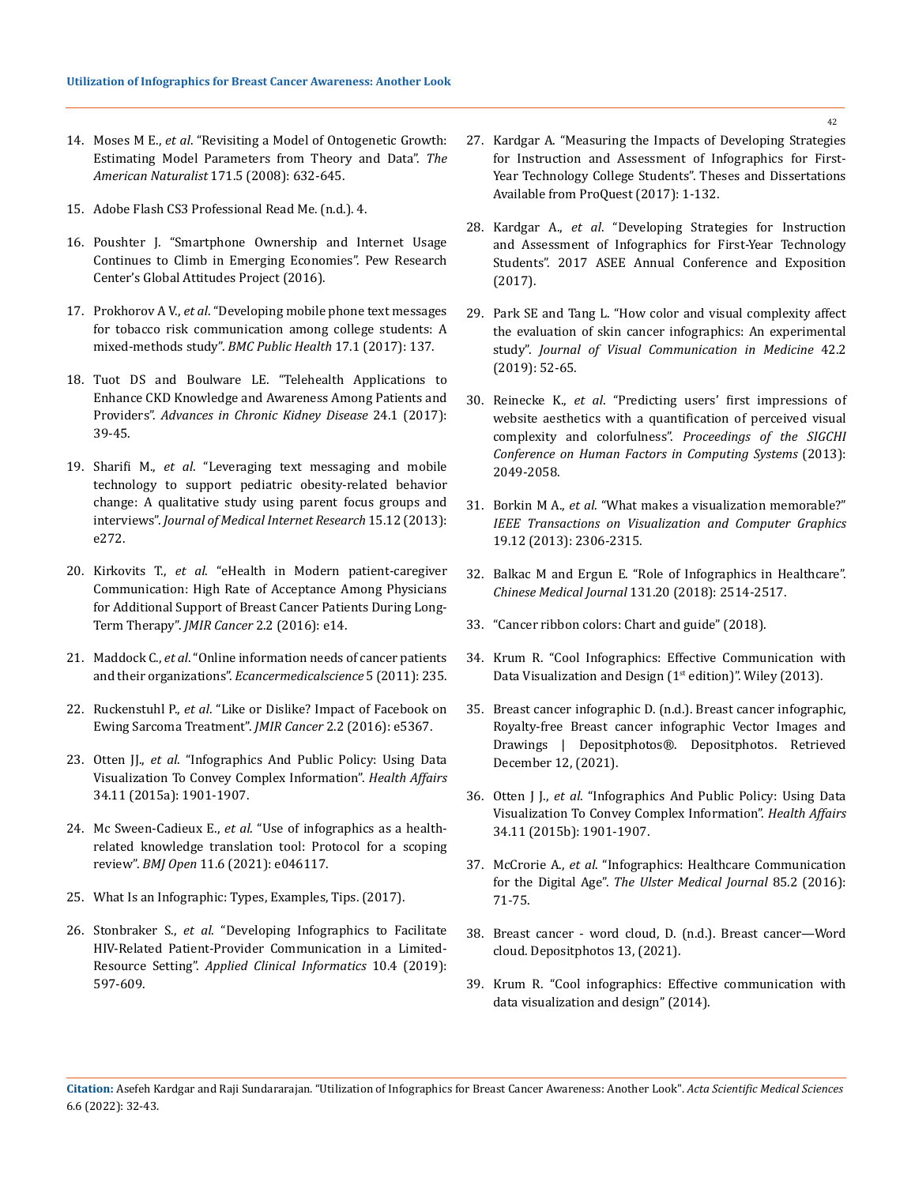14. Moses M E., *et al*. "Revisiting a Model of Ontogenetic Growth: Estimating Model Parameters from Theory and Data". *The American Naturalist* 171.5 (2008): 632-645.
15. Adobe Flash CS3 Professional Read Me. (n.d.). 4.
16. Poushter J. "Smartphone Ownership and Internet Usage Continues to Climb in Emerging Economies". Pew Research Center's Global Attitudes Project (2016).
17. Prokhorov A V., *et al*. "Developing mobile phone text messages for tobacco risk communication among college students: A mixed-methods study". *BMC Public Health* 17.1 (2017): 137.
18. Tuot DS and Boulware LE. "Telehealth Applications to Enhance CKD Knowledge and Awareness Among Patients and Providers". *Advances in Chronic Kidney Disease* 24.1 (2017): 39-45.
19. Sharifi M., *et al*. "Leveraging text messaging and mobile technology to support pediatric obesity-related behavior change: A qualitative study using parent focus groups and interviews". *Journal of Medical Internet Research* 15.12 (2013): e272.
20. Kirkovits T., *et al*. "eHealth in Modern patient-caregiver Communication: High Rate of Acceptance Among Physicians for Additional Support of Breast Cancer Patients During Long-Term Therapy". *JMIR Cancer* 2.2 (2016): e14.
21. Maddock C., *et al*. "Online information needs of cancer patients and their organizations". *Ecancermedicalscience* 5 (2011): 235.
22. Ruckenstuhl P., *et al*. "Like or Dislike? Impact of Facebook on Ewing Sarcoma Treatment". *JMIR Cancer* 2.2 (2016): e5367.
23. Otten JJ., *et al*. "Infographics And Public Policy: Using Data Visualization To Convey Complex Information". *Health Affairs* 34.11 (2015a): 1901-1907.
24. Mc Sween-Cadieux E., *et al*. "Use of infographics as a health-related knowledge translation tool: Protocol for a scoping review". *BMJ Open* 11.6 (2021): e046117.
25. What Is an Infographic: Types, Examples, Tips. (2017).
26. Stonbraker S., *et al*. "Developing Infographics to Facilitate HIV-Related Patient-Provider Communication in a Limited-Resource Setting". *Applied Clinical Informatics* 10.4 (2019): 597-609.
27. Kardgar A. "Measuring the Impacts of Developing Strategies for Instruction and Assessment of Infographics for First-Year Technology College Students". Theses and Dissertations Available from ProQuest (2017): 1-132.
28. Kardgar A., *et al*. "Developing Strategies for Instruction and Assessment of Infographics for First-Year Technology Students". 2017 ASEE Annual Conference and Exposition (2017).
29. Park SE and Tang L. "How color and visual complexity affect the evaluation of skin cancer infographics: An experimental study". *Journal of Visual Communication in Medicine* 42.2 (2019): 52-65.
30. Reinecke K., *et al*. "Predicting users' first impressions of website aesthetics with a quantification of perceived visual complexity and colorfulness". *Proceedings of the SIGCHI Conference on Human Factors in Computing Systems* (2013): 2049-2058.
31. Borkin M A., *et al*. "What makes a visualization memorable?" *IEEE Transactions on Visualization and Computer Graphics* 19.12 (2013): 2306-2315.
32. Balkac M and Ergun E. "Role of Infographics in Healthcare". *Chinese Medical Journal* 131.20 (2018): 2514-2517.
33. "Cancer ribbon colors: Chart and guide" (2018).
34. Krum R. "Cool Infographics: Effective Communication with Data Visualization and Design (1st edition)". Wiley (2013).
35. Breast cancer infographic D. (n.d.). Breast cancer infographic, Royalty-free Breast cancer infographic Vector Images and Drawings | Depositphotos®. Depositphotos. Retrieved December 12, (2021).
36. Otten J J., *et al*. "Infographics And Public Policy: Using Data Visualization To Convey Complex Information". *Health Affairs* 34.11 (2015b): 1901-1907.
37. McCrorie A., *et al*. "Infographics: Healthcare Communication for the Digital Age". *The Ulster Medical Journal* 85.2 (2016): 71-75.
38. Breast cancer - word cloud, D. (n.d.). Breast cancer—Word cloud. Depositphotos 13, (2021).
39. Krum R. "Cool infographics: Effective communication with data visualization and design" (2014).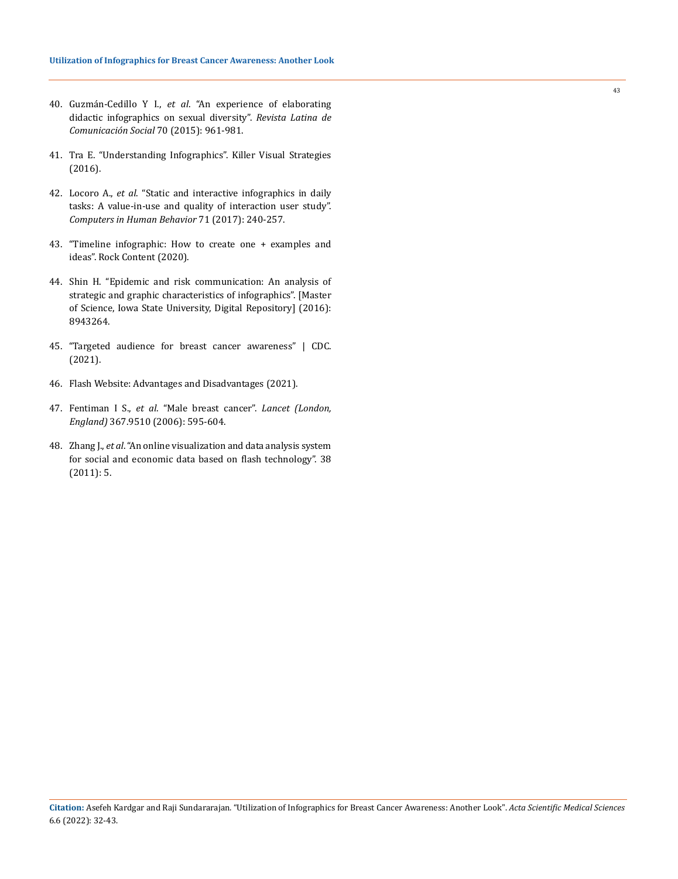40. Guzmán-Cedillo Y I., *et al*. "An experience of elaborating didactic infographics on sexual diversity". *Revista Latina de Comunicación Social* 70 (2015): 961-981.

41. Tra E. "Understanding Infographics". Killer Visual Strategies (2016).

42. Locoro A., *et al*. "Static and interactive infographics in daily tasks: A value-in-use and quality of interaction user study". *Computers in Human Behavior* 71 (2017): 240-257.

43. "Timeline infographic: How to create one + examples and ideas". Rock Content (2020).

44. Shin H. "Epidemic and risk communication: An analysis of strategic and graphic characteristics of infographics". [Master of Science, Iowa State University, Digital Repository] (2016): 8943264.

45. "Targeted audience for breast cancer awareness" | CDC. (2021).

46. Flash Website: Advantages and Disadvantages (2021).

47. Fentiman I S., *et al*. "Male breast cancer". *Lancet (London, England)* 367.9510 (2006): 595-604.

48. Zhang J., *et al*. "An online visualization and data analysis system for social and economic data based on flash technology". 38 (2011): 5.

**Citation:** Asefeh Kardgar and Raji Sundararajan. "Utilization of Infographics for Breast Cancer Awareness: Another Look". *Acta Scientific Medical Sciences* 6.6 (2022): 32-43.